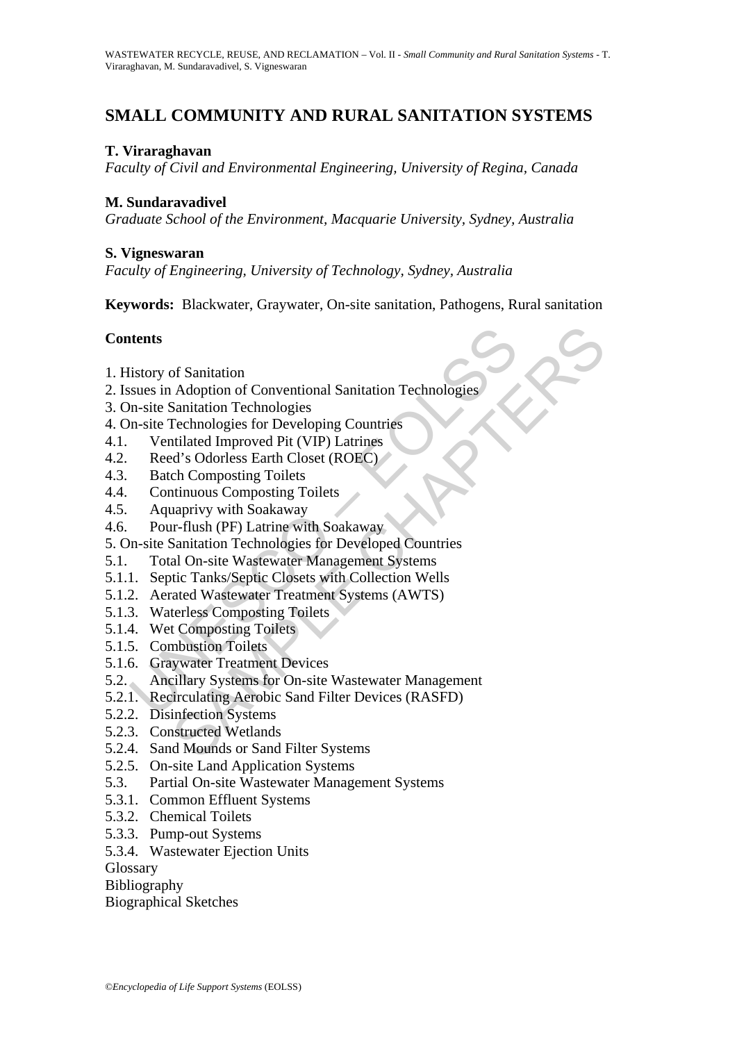# SMALL COMMUNITY AND RURAL SANITATION SYSTEMS

**T. Viraraghavan**
*Faculty of Civil and Environmental Engineering, University of Regina, Canada*

**M. Sundaravadivel**
*Graduate School of the Environment, Macquarie University, Sydney, Australia*

**S. Vigneswaran**
*Faculty of Engineering, University of Technology, Sydney, Australia*

**Keywords:** Blackwater, Graywater, On-site sanitation, Pathogens, Rural sanitation

## Contents

1. History of Sanitation
2. Issues in Adoption of Conventional Sanitation Technologies
3. On-site Sanitation Technologies
4. On-site Technologies for Developing Countries
4.1. Ventilated Improved Pit (VIP) Latrines
4.2. Reed's Odorless Earth Closet (ROEC)
4.3. Batch Composting Toilets
4.4. Continuous Composting Toilets
4.5. Aquaprivy with Soakaway
4.6. Pour-flush (PF) Latrine with Soakaway
5. On-site Sanitation Technologies for Developed Countries
5.1. Total On-site Wastewater Management Systems
5.1.1. Septic Tanks/Septic Closets with Collection Wells
5.1.2. Aerated Wastewater Treatment Systems (AWTS)
5.1.3. Waterless Composting Toilets
5.1.4. Wet Composting Toilets
5.1.5. Combustion Toilets
5.1.6. Graywater Treatment Devices
5.2. Ancillary Systems for On-site Wastewater Management
5.2.1. Recirculating Aerobic Sand Filter Devices (RASFD)
5.2.2. Disinfection Systems
5.2.3. Constructed Wetlands
5.2.4. Sand Mounds or Sand Filter Systems
5.2.5. On-site Land Application Systems
5.3. Partial On-site Wastewater Management Systems
5.3.1. Common Effluent Systems
5.3.2. Chemical Toilets
5.3.3. Pump-out Systems
5.3.4. Wastewater Ejection Units

Glossary
Bibliography
Biographical Sketches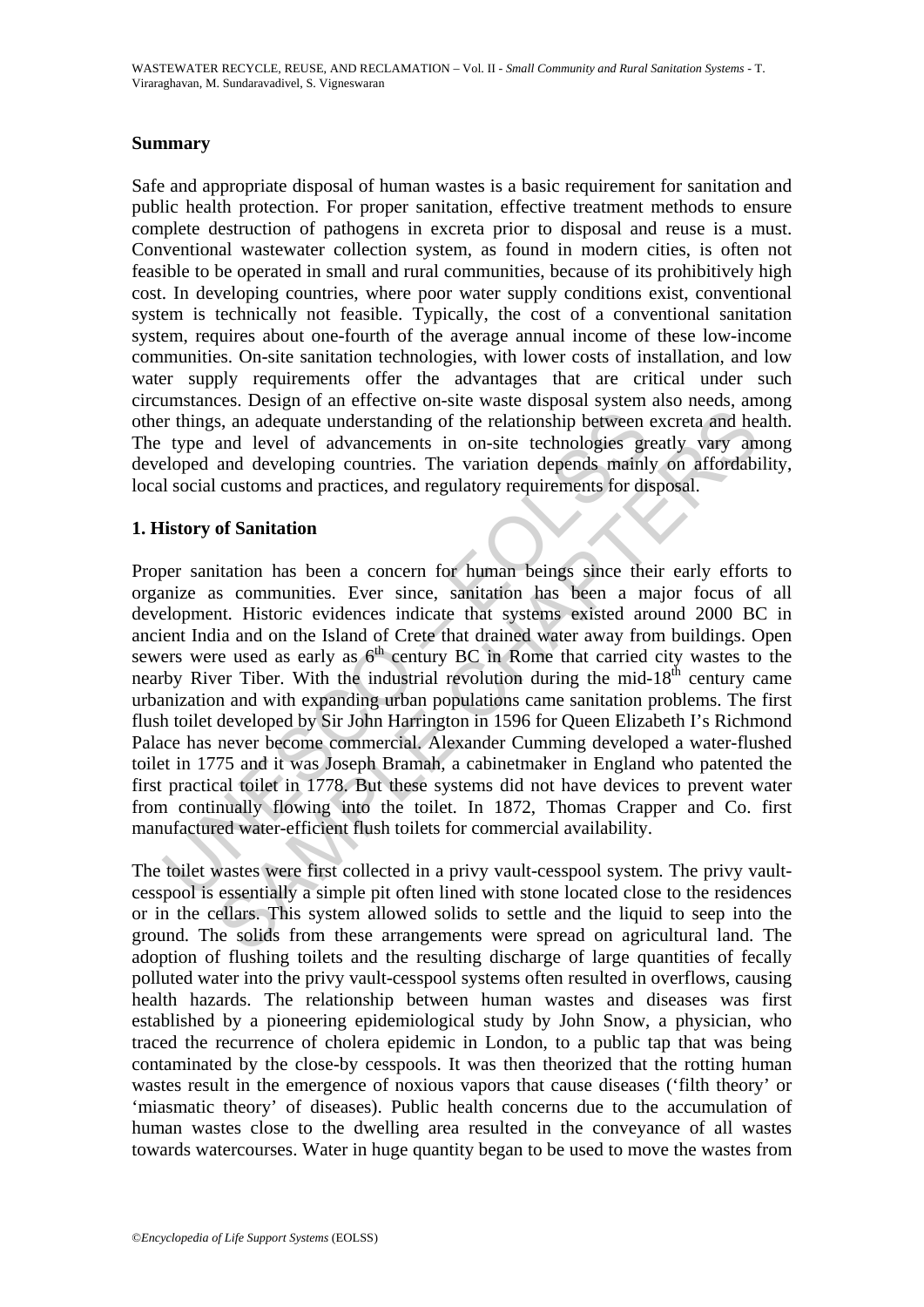## Summary

Safe and appropriate disposal of human wastes is a basic requirement for sanitation and public health protection. For proper sanitation, effective treatment methods to ensure complete destruction of pathogens in excreta prior to disposal and reuse is a must. Conventional wastewater collection system, as found in modern cities, is often not feasible to be operated in small and rural communities, because of its prohibitively high cost. In developing countries, where poor water supply conditions exist, conventional system is technically not feasible. Typically, the cost of a conventional sanitation system, requires about one-fourth of the average annual income of these low-income communities. On-site sanitation technologies, with lower costs of installation, and low water supply requirements offer the advantages that are critical under such circumstances. Design of an effective on-site waste disposal system also needs, among other things, an adequate understanding of the relationship between excreta and health. The type and level of advancements in on-site technologies greatly vary among developed and developing countries. The variation depends mainly on affordability, local social customs and practices, and regulatory requirements for disposal.

## 1. History of Sanitation

Proper sanitation has been a concern for human beings since their early efforts to organize as communities. Ever since, sanitation has been a major focus of all development. Historic evidences indicate that systems existed around 2000 BC in ancient India and on the Island of Crete that drained water away from buildings. Open sewers were used as early as 6th century BC in Rome that carried city wastes to the nearby River Tiber. With the industrial revolution during the mid-18th century came urbanization and with expanding urban populations came sanitation problems. The first flush toilet developed by Sir John Harrington in 1596 for Queen Elizabeth I's Richmond Palace has never become commercial. Alexander Cumming developed a water-flushed toilet in 1775 and it was Joseph Bramah, a cabinetmaker in England who patented the first practical toilet in 1778. But these systems did not have devices to prevent water from continually flowing into the toilet. In 1872, Thomas Crapper and Co. first manufactured water-efficient flush toilets for commercial availability.

The toilet wastes were first collected in a privy vault-cesspool system. The privy vault-cesspool is essentially a simple pit often lined with stone located close to the residences or in the cellars. This system allowed solids to settle and the liquid to seep into the ground. The solids from these arrangements were spread on agricultural land. The adoption of flushing toilets and the resulting discharge of large quantities of fecally polluted water into the privy vault-cesspool systems often resulted in overflows, causing health hazards. The relationship between human wastes and diseases was first established by a pioneering epidemiological study by John Snow, a physician, who traced the recurrence of cholera epidemic in London, to a public tap that was being contaminated by the close-by cesspools. It was then theorized that the rotting human wastes result in the emergence of noxious vapors that cause diseases ('filth theory' or 'miasmatic theory' of diseases). Public health concerns due to the accumulation of human wastes close to the dwelling area resulted in the conveyance of all wastes towards watercourses. Water in huge quantity began to be used to move the wastes from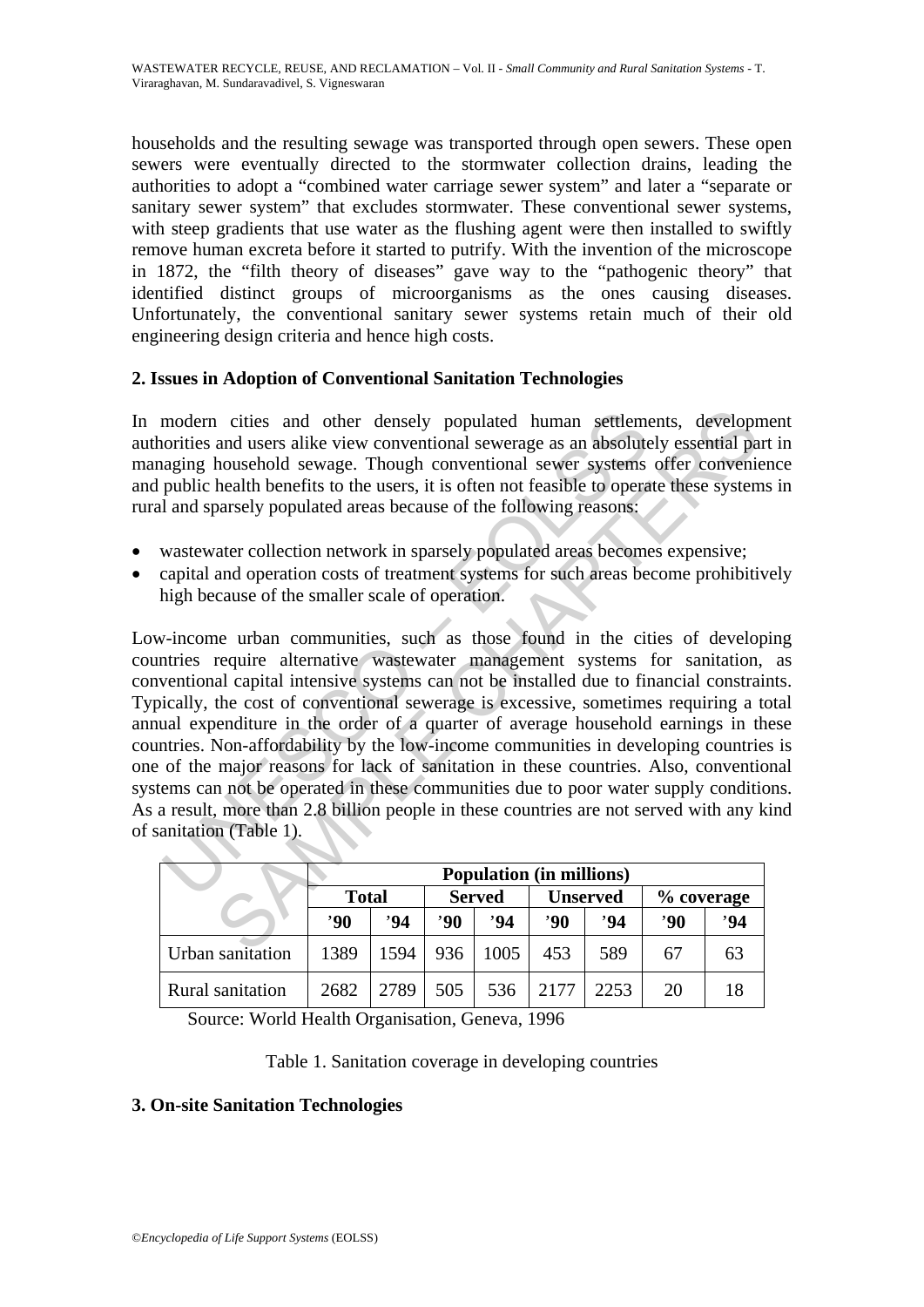households and the resulting sewage was transported through open sewers. These open sewers were eventually directed to the stormwater collection drains, leading the authorities to adopt a "combined water carriage sewer system" and later a "separate or sanitary sewer system" that excludes stormwater. These conventional sewer systems, with steep gradients that use water as the flushing agent were then installed to swiftly remove human excreta before it started to putrify. With the invention of the microscope in 1872, the "filth theory of diseases" gave way to the "pathogenic theory" that identified distinct groups of microorganisms as the ones causing diseases. Unfortunately, the conventional sanitary sewer systems retain much of their old engineering design criteria and hence high costs.

## 2. Issues in Adoption of Conventional Sanitation Technologies

In modern cities and other densely populated human settlements, development authorities and users alike view conventional sewerage as an absolutely essential part in managing household sewage. Though conventional sewer systems offer convenience and public health benefits to the users, it is often not feasible to operate these systems in rural and sparsely populated areas because of the following reasons:

- wastewater collection network in sparsely populated areas becomes expensive;
- capital and operation costs of treatment systems for such areas become prohibitively high because of the smaller scale of operation.

Low-income urban communities, such as those found in the cities of developing countries require alternative wastewater management systems for sanitation, as conventional capital intensive systems can not be installed due to financial constraints. Typically, the cost of conventional sewerage is excessive, sometimes requiring a total annual expenditure in the order of a quarter of average household earnings in these countries. Non-affordability by the low-income communities in developing countries is one of the major reasons for lack of sanitation in these countries. Also, conventional systems can not be operated in these communities due to poor water supply conditions. As a result, more than 2.8 billion people in these countries are not served with any kind of sanitation (Table 1).

| | Population (in millions) | | | | | | | |
|---|---|---|---|---|---|---|---|---|
| | Total | | Served | | Unserved | | % coverage | |
| | '90 | '94 | '90 | '94 | '90 | '94 | '90 | '94 |
| Urban sanitation | 1389 | 1594 | 936 | 1005 | 453 | 589 | 67 | 63 |
| Rural sanitation | 2682 | 2789 | 505 | 536 | 2177 | 2253 | 20 | 18 |

Source: World Health Organisation, Geneva, 1996

Table 1. Sanitation coverage in developing countries

## 3. On-site Sanitation Technologies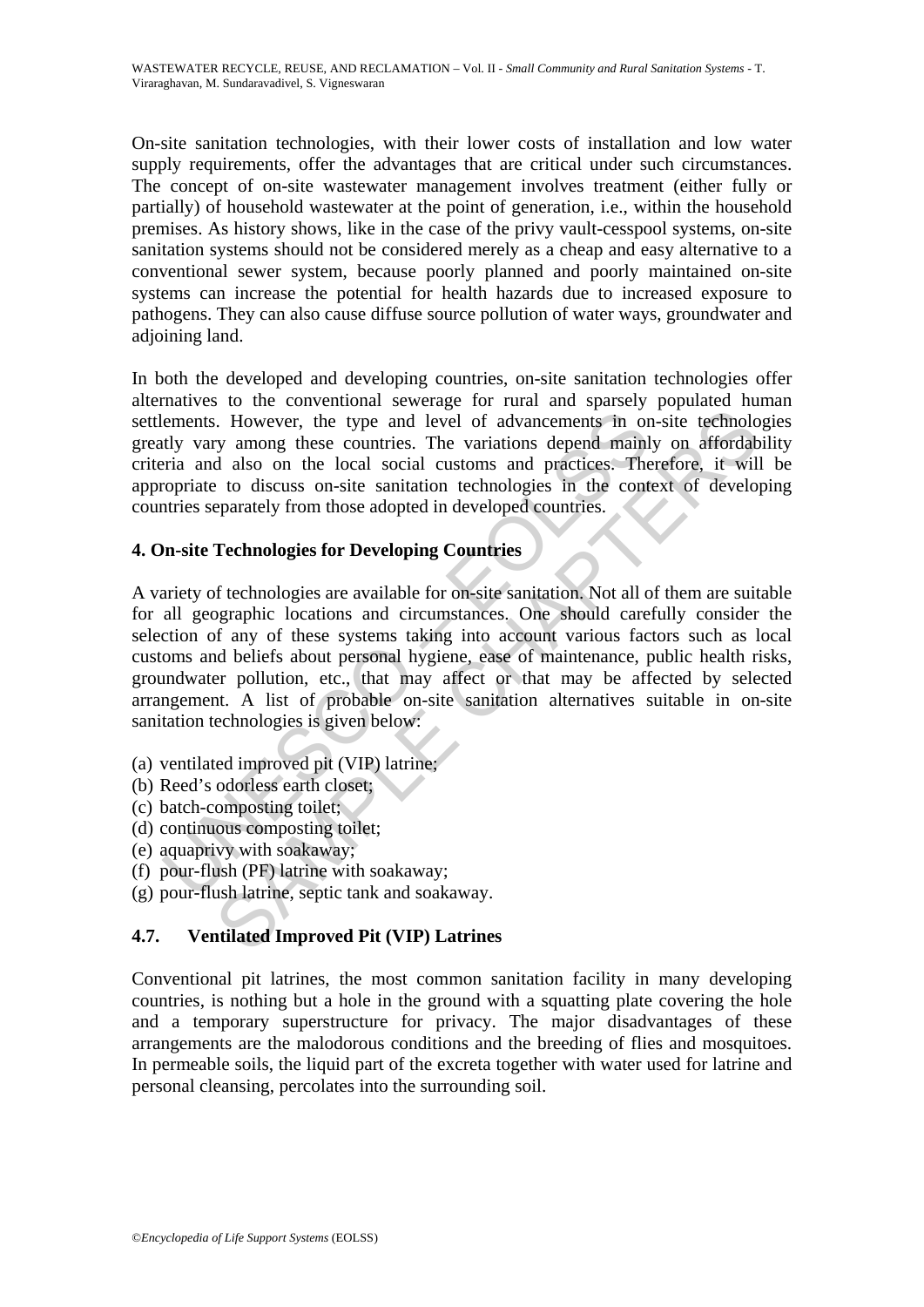On-site sanitation technologies, with their lower costs of installation and low water supply requirements, offer the advantages that are critical under such circumstances. The concept of on-site wastewater management involves treatment (either fully or partially) of household wastewater at the point of generation, i.e., within the household premises. As history shows, like in the case of the privy vault-cesspool systems, on-site sanitation systems should not be considered merely as a cheap and easy alternative to a conventional sewer system, because poorly planned and poorly maintained on-site systems can increase the potential for health hazards due to increased exposure to pathogens. They can also cause diffuse source pollution of water ways, groundwater and adjoining land.

In both the developed and developing countries, on-site sanitation technologies offer alternatives to the conventional sewerage for rural and sparsely populated human settlements. However, the type and level of advancements in on-site technologies greatly vary among these countries. The variations depend mainly on affordability criteria and also on the local social customs and practices. Therefore, it will be appropriate to discuss on-site sanitation technologies in the context of developing countries separately from those adopted in developed countries.

## 4. On-site Technologies for Developing Countries

A variety of technologies are available for on-site sanitation. Not all of them are suitable for all geographic locations and circumstances. One should carefully consider the selection of any of these systems taking into account various factors such as local customs and beliefs about personal hygiene, ease of maintenance, public health risks, groundwater pollution, etc., that may affect or that may be affected by selected arrangement. A list of probable on-site sanitation alternatives suitable in on-site sanitation technologies is given below:

(a) ventilated improved pit (VIP) latrine;
(b) Reed's odorless earth closet;
(c) batch-composting toilet;
(d) continuous composting toilet;
(e) aquaprivy with soakaway;
(f) pour-flush (PF) latrine with soakaway;
(g) pour-flush latrine, septic tank and soakaway.

### 4.7. Ventilated Improved Pit (VIP) Latrines

Conventional pit latrines, the most common sanitation facility in many developing countries, is nothing but a hole in the ground with a squatting plate covering the hole and a temporary superstructure for privacy. The major disadvantages of these arrangements are the malodorous conditions and the breeding of flies and mosquitoes. In permeable soils, the liquid part of the excreta together with water used for latrine and personal cleansing, percolates into the surrounding soil.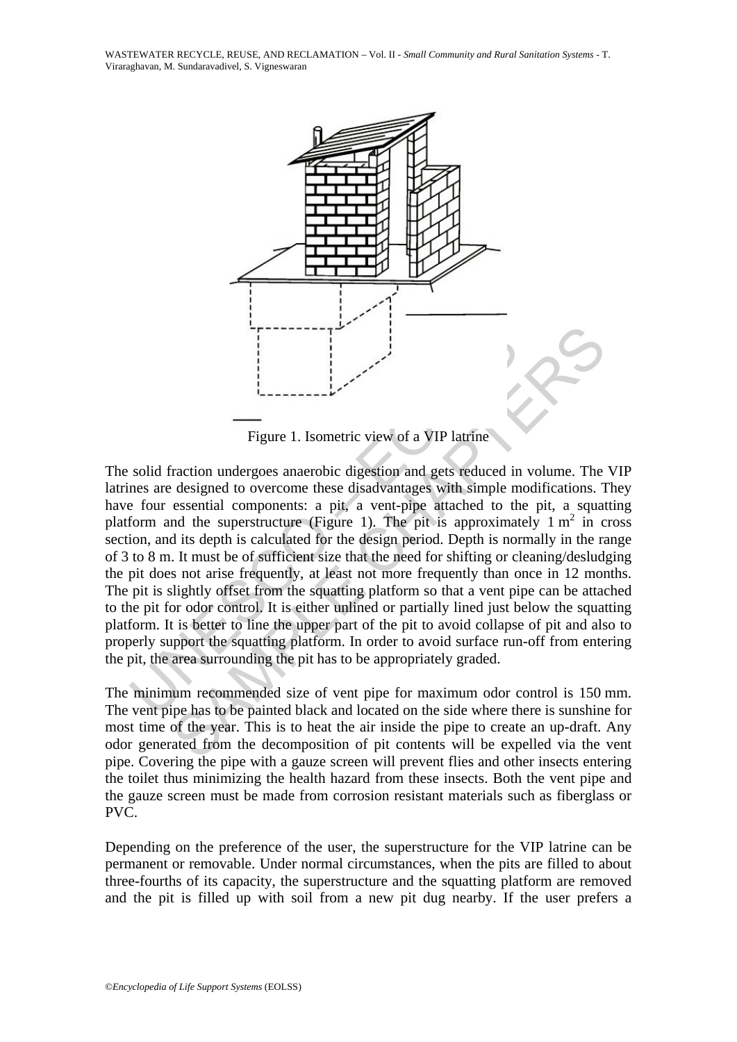Figure 1. Isometric view of a VIP latrine

The solid fraction undergoes anaerobic digestion and gets reduced in volume. The VIP latrines are designed to overcome these disadvantages with simple modifications. They have four essential components: a pit, a vent-pipe attached to the pit, a squatting platform and the superstructure (Figure 1). The pit is approximately 1 $m^2$ in cross section, and its depth is calculated for the design period. Depth is normally in the range of 3 to 8 m. It must be of sufficient size that the need for shifting or cleaning/desludging the pit does not arise frequently, at least not more frequently than once in 12 months. The pit is slightly offset from the squatting platform so that a vent pipe can be attached to the pit for odor control. It is either unlined or partially lined just below the squatting platform. It is better to line the upper part of the pit to avoid collapse of pit and also to properly support the squatting platform. In order to avoid surface run-off from entering the pit, the area surrounding the pit has to be appropriately graded.

The minimum recommended size of vent pipe for maximum odor control is 150 mm. The vent pipe has to be painted black and located on the side where there is sunshine for most time of the year. This is to heat the air inside the pipe to create an up-draft. Any odor generated from the decomposition of pit contents will be expelled via the vent pipe. Covering the pipe with a gauze screen will prevent flies and other insects entering the toilet thus minimizing the health hazard from these insects. Both the vent pipe and the gauze screen must be made from corrosion resistant materials such as fiberglass or PVC.

Depending on the preference of the user, the superstructure for the VIP latrine can be permanent or removable. Under normal circumstances, when the pits are filled to about three-fourths of its capacity, the superstructure and the squatting platform are removed and the pit is filled up with soil from a new pit dug nearby. If the user prefers a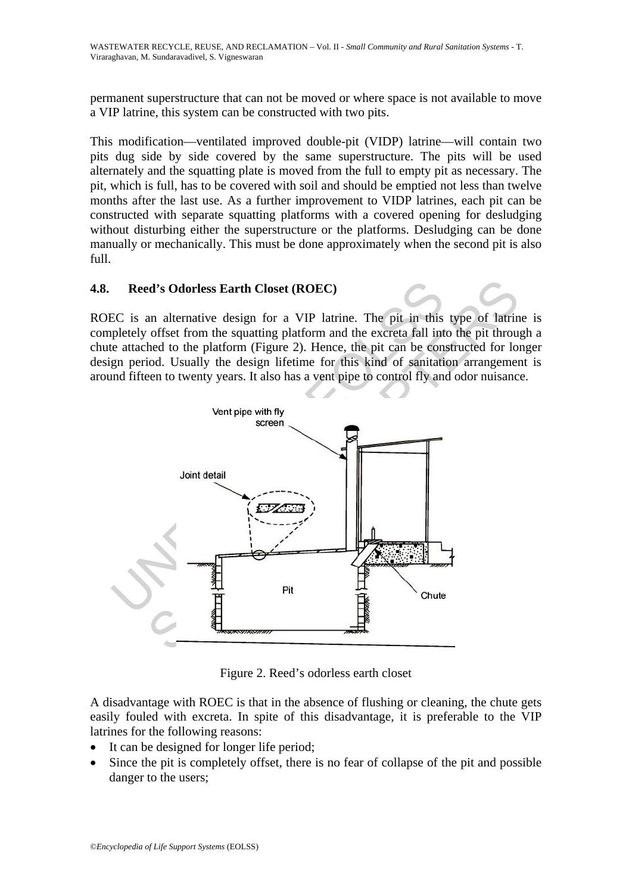permanent superstructure that can not be moved or where space is not available to move a VIP latrine, this system can be constructed with two pits.

This modification—ventilated improved double-pit (VIDP) latrine—will contain two pits dug side by side covered by the same superstructure. The pits will be used alternately and the squatting plate is moved from the full to empty pit as necessary. The pit, which is full, has to be covered with soil and should be emptied not less than twelve months after the last use. As a further improvement to VIDP latrines, each pit can be constructed with separate squatting platforms with a covered opening for desludging without disturbing either the superstructure or the platforms. Desludging can be done manually or mechanically. This must be done approximately when the second pit is also full.

## 4.8. Reed's Odorless Earth Closet (ROEC)

ROEC is an alternative design for a VIP latrine. The pit in this type of latrine is completely offset from the squatting platform and the excreta fall into the pit through a chute attached to the platform (Figure 2). Hence, the pit can be constructed for longer design period. Usually the design lifetime for this kind of sanitation arrangement is around fifteen to twenty years. It also has a vent pipe to control fly and odor nuisance.

Figure 2. Reed's odorless earth closet

A disadvantage with ROEC is that in the absence of flushing or cleaning, the chute gets easily fouled with excreta. In spite of this disadvantage, it is preferable to the VIP latrines for the following reasons:

- It can be designed for longer life period;
- Since the pit is completely offset, there is no fear of collapse of the pit and possible danger to the users;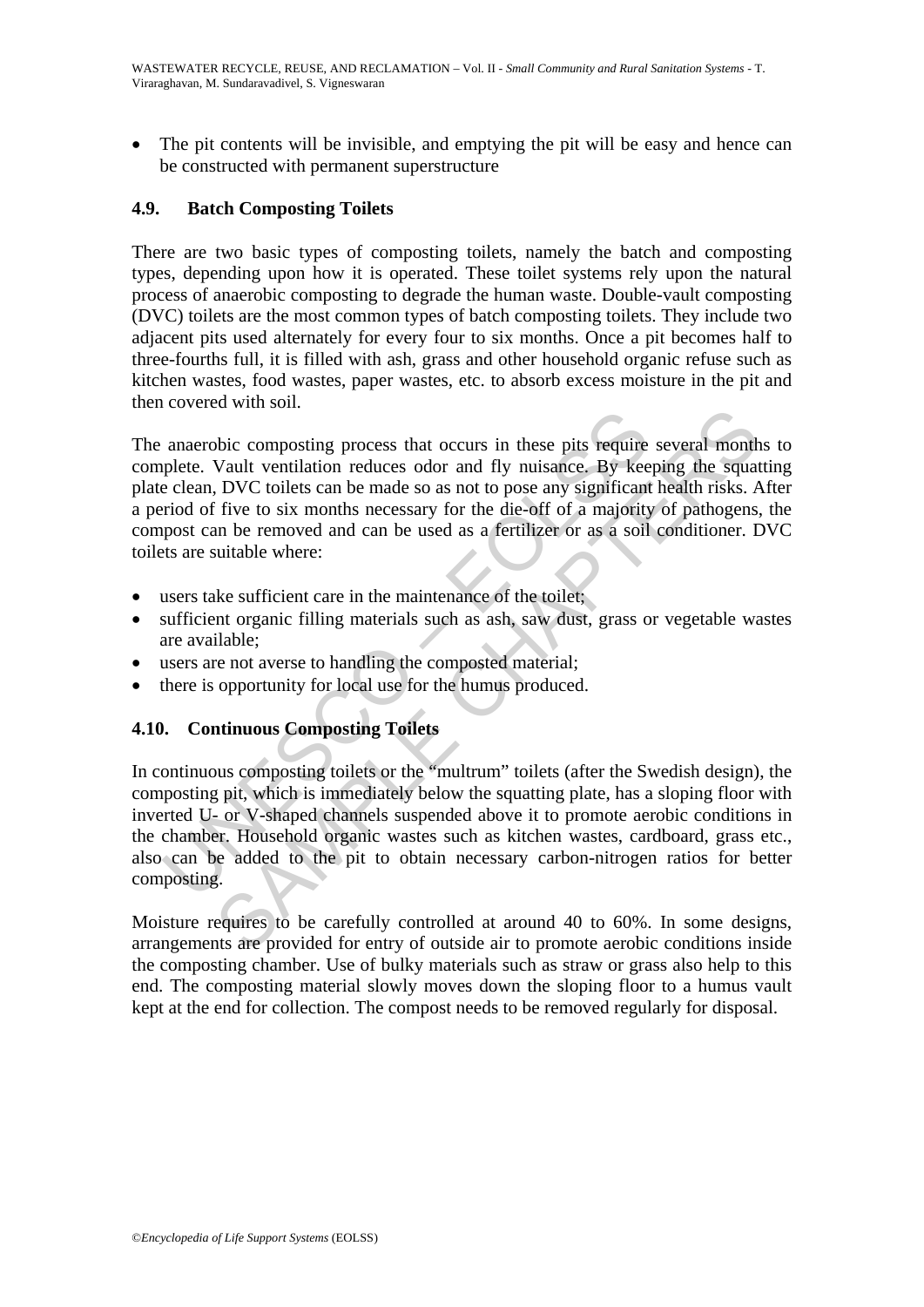- The pit contents will be invisible, and emptying the pit will be easy and hence can be constructed with permanent superstructure

### 4.9. Batch Composting Toilets

There are two basic types of composting toilets, namely the batch and composting types, depending upon how it is operated. These toilet systems rely upon the natural process of anaerobic composting to degrade the human waste. Double-vault composting (DVC) toilets are the most common types of batch composting toilets. They include two adjacent pits used alternately for every four to six months. Once a pit becomes half to three-fourths full, it is filled with ash, grass and other household organic refuse such as kitchen wastes, food wastes, paper wastes, etc. to absorb excess moisture in the pit and then covered with soil.

The anaerobic composting process that occurs in these pits require several months to complete. Vault ventilation reduces odor and fly nuisance. By keeping the squatting plate clean, DVC toilets can be made so as not to pose any significant health risks. After a period of five to six months necessary for the die-off of a majority of pathogens, the compost can be removed and can be used as a fertilizer or as a soil conditioner. DVC toilets are suitable where:

- users take sufficient care in the maintenance of the toilet;
- sufficient organic filling materials such as ash, saw dust, grass or vegetable wastes are available;
- users are not averse to handling the composted material;
- there is opportunity for local use for the humus produced.

### 4.10. Continuous Composting Toilets

In continuous composting toilets or the "multrum" toilets (after the Swedish design), the composting pit, which is immediately below the squatting plate, has a sloping floor with inverted U- or V-shaped channels suspended above it to promote aerobic conditions in the chamber. Household organic wastes such as kitchen wastes, cardboard, grass etc., also can be added to the pit to obtain necessary carbon-nitrogen ratios for better composting.

Moisture requires to be carefully controlled at around 40 to 60%. In some designs, arrangements are provided for entry of outside air to promote aerobic conditions inside the composting chamber. Use of bulky materials such as straw or grass also help to this end. The composting material slowly moves down the sloping floor to a humus vault kept at the end for collection. The compost needs to be removed regularly for disposal.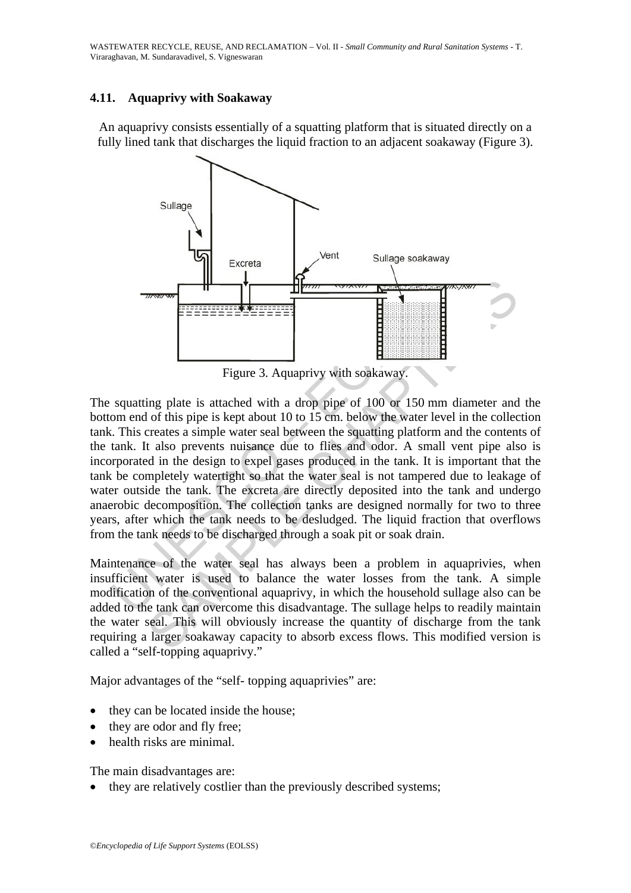## 4.11. Aquaprivy with Soakaway

An aquaprivy consists essentially of a squatting platform that is situated directly on a fully lined tank that discharges the liquid fraction to an adjacent soakaway (Figure 3).

Figure 3. Aquaprivy with soakaway.

The squatting plate is attached with a drop pipe of 100 or 150 mm diameter and the bottom end of this pipe is kept about 10 to 15 cm. below the water level in the collection tank. This creates a simple water seal between the squatting platform and the contents of the tank. It also prevents nuisance due to flies and odor. A small vent pipe also is incorporated in the design to expel gases produced in the tank. It is important that the tank be completely watertight so that the water seal is not tampered due to leakage of water outside the tank. The excreta are directly deposited into the tank and undergo anaerobic decomposition. The collection tanks are designed normally for two to three years, after which the tank needs to be desludged. The liquid fraction that overflows from the tank needs to be discharged through a soak pit or soak drain.

Maintenance of the water seal has always been a problem in aquaprivies, when insufficient water is used to balance the water losses from the tank. A simple modification of the conventional aquaprivy, in which the household sullage also can be added to the tank can overcome this disadvantage. The sullage helps to readily maintain the water seal. This will obviously increase the quantity of discharge from the tank requiring a larger soakaway capacity to absorb excess flows. This modified version is called a "self-topping aquaprivy."

Major advantages of the "self- topping aquaprivies" are:

- they can be located inside the house;
- they are odor and fly free;
- health risks are minimal.

The main disadvantages are:

- they are relatively costlier than the previously described systems;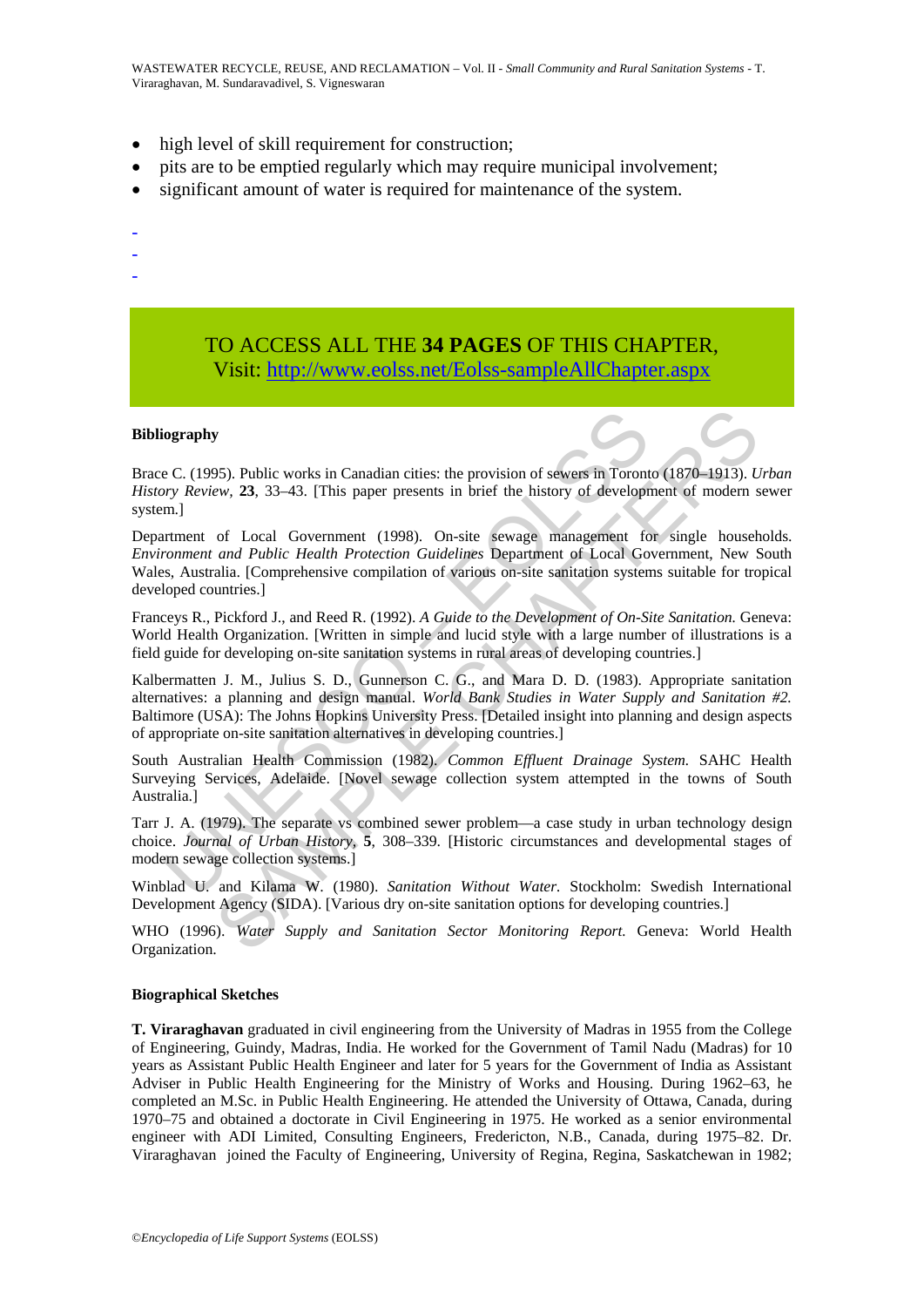- high level of skill requirement for construction;
- pits are to be emptied regularly which may require municipal involvement;
- significant amount of water is required for maintenance of the system.

-
-
-

TO ACCESS ALL THE **34 PAGES** OF THIS CHAPTER,
Visit: http://www.eolss.net/Eolss-sampleAllChapter.aspx

**Bibliography**

Brace C. (1995). Public works in Canadian cities: the provision of sewers in Toronto (1870–1913). *Urban History Review*, **23**, 33–43. [This paper presents in brief the history of development of modern sewer system.]

Department of Local Government (1998). On-site sewage management for single households. *Environment and Public Health Protection Guidelines* Department of Local Government, New South Wales, Australia. [Comprehensive compilation of various on-site sanitation systems suitable for tropical developed countries.]

Franceys R., Pickford J., and Reed R. (1992). *A Guide to the Development of On-Site Sanitation.* Geneva: World Health Organization. [Written in simple and lucid style with a large number of illustrations is a field guide for developing on-site sanitation systems in rural areas of developing countries.]

Kalbermatten J. M., Julius S. D., Gunnerson C. G., and Mara D. D. (1983). Appropriate sanitation alternatives: a planning and design manual. *World Bank Studies in Water Supply and Sanitation #2.* Baltimore (USA): The Johns Hopkins University Press. [Detailed insight into planning and design aspects of appropriate on-site sanitation alternatives in developing countries.]

South Australian Health Commission (1982). *Common Effluent Drainage System.* SAHC Health Surveying Services, Adelaide. [Novel sewage collection system attempted in the towns of South Australia.]

Tarr J. A. (1979). The separate vs combined sewer problem—a case study in urban technology design choice. *Journal of Urban History*, **5**, 308–339. [Historic circumstances and developmental stages of modern sewage collection systems.]

Winblad U. and Kilama W. (1980). *Sanitation Without Water.* Stockholm: Swedish International Development Agency (SIDA). [Various dry on-site sanitation options for developing countries.]

WHO (1996). *Water Supply and Sanitation Sector Monitoring Report.* Geneva: World Health Organization.

**Biographical Sketches**

**T. Viraraghavan** graduated in civil engineering from the University of Madras in 1955 from the College of Engineering, Guindy, Madras, India. He worked for the Government of Tamil Nadu (Madras) for 10 years as Assistant Public Health Engineer and later for 5 years for the Government of India as Assistant Adviser in Public Health Engineering for the Ministry of Works and Housing. During 1962–63, he completed an M.Sc. in Public Health Engineering. He attended the University of Ottawa, Canada, during 1970–75 and obtained a doctorate in Civil Engineering in 1975. He worked as a senior environmental engineer with ADI Limited, Consulting Engineers, Fredericton, N.B., Canada, during 1975–82. Dr. Viraraghavan joined the Faculty of Engineering, University of Regina, Regina, Saskatchewan in 1982;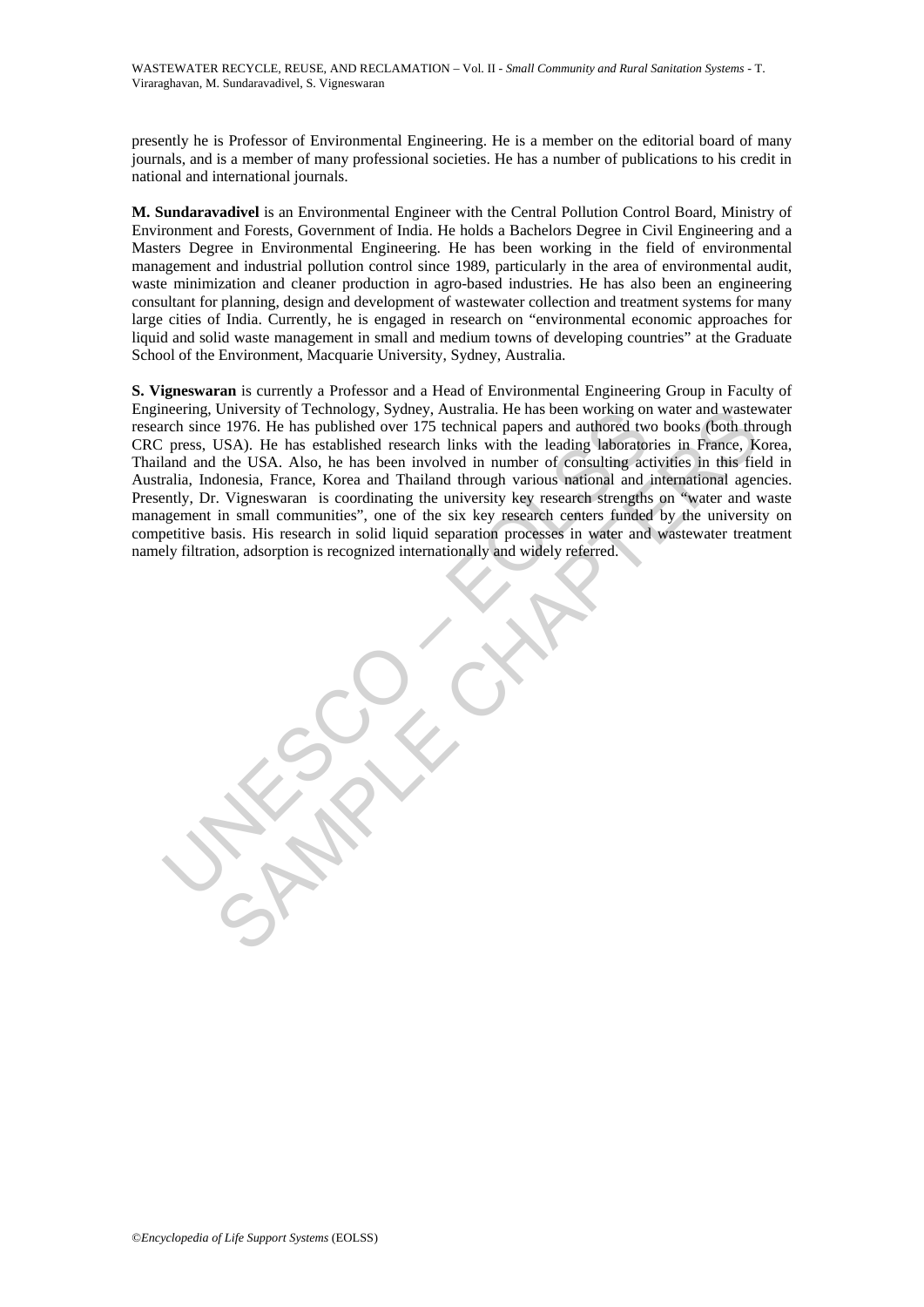presently he is Professor of Environmental Engineering. He is a member on the editorial board of many journals, and is a member of many professional societies. He has a number of publications to his credit in national and international journals.

**M. Sundaravadivel** is an Environmental Engineer with the Central Pollution Control Board, Ministry of Environment and Forests, Government of India. He holds a Bachelors Degree in Civil Engineering and a Masters Degree in Environmental Engineering. He has been working in the field of environmental management and industrial pollution control since 1989, particularly in the area of environmental audit, waste minimization and cleaner production in agro-based industries. He has also been an engineering consultant for planning, design and development of wastewater collection and treatment systems for many large cities of India. Currently, he is engaged in research on "environmental economic approaches for liquid and solid waste management in small and medium towns of developing countries" at the Graduate School of the Environment, Macquarie University, Sydney, Australia.

**S. Vigneswaran** is currently a Professor and a Head of Environmental Engineering Group in Faculty of Engineering, University of Technology, Sydney, Australia. He has been working on water and wastewater research since 1976. He has published over 175 technical papers and authored two books (both through CRC press, USA). He has established research links with the leading laboratories in France, Korea, Thailand and the USA. Also, he has been involved in number of consulting activities in this field in Australia, Indonesia, France, Korea and Thailand through various national and international agencies. Presently, Dr. Vigneswaran is coordinating the university key research strengths on "water and waste management in small communities", one of the six key research centers funded by the university on competitive basis. His research in solid liquid separation processes in water and wastewater treatment namely filtration, adsorption is recognized internationally and widely referred.